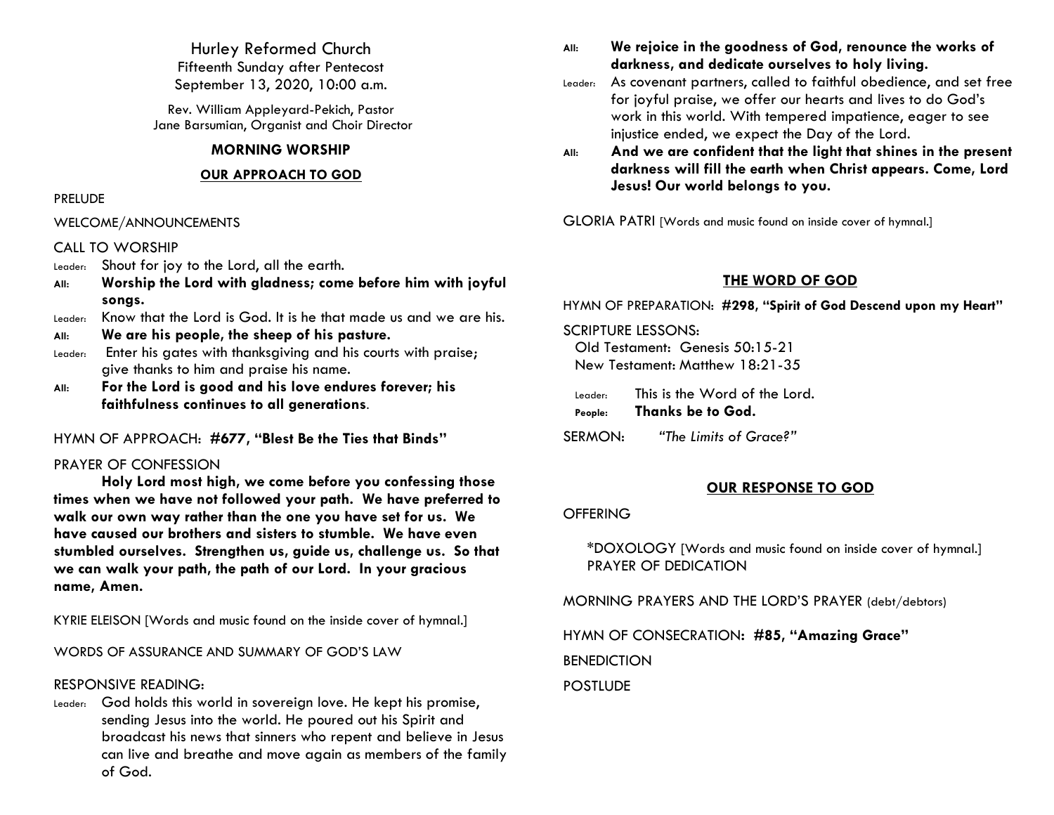# Hurley Reformed Church

Fifteenth Sunday after Pentecost
September 13, 2020, 10:00 a.m.

Rev. William Appleyard-Pekich, Pastor
Jane Barsumian, Organist and Choir Director

## MORNING WORSHIP

### OUR APPROACH TO GOD

PRELUDE

WELCOME/ANNOUNCEMENTS

CALL TO WORSHIP

Leader: Shout for joy to the Lord, all the earth.

**All: Worship the Lord with gladness; come before him with joyful songs.**

Leader: Know that the Lord is God. It is he that made us and we are his.

**All: We are his people, the sheep of his pasture.**

Leader: Enter his gates with thanksgiving and his courts with praise; give thanks to him and praise his name.

**All: For the Lord is good and his love endures forever; his faithfulness continues to all generations**.

HYMN OF APPROACH: **#677, "Blest Be the Ties that Binds"**

PRAYER OF CONFESSION

**Holy Lord most high, we come before you confessing those times when we have not followed your path. We have preferred to walk our own way rather than the one you have set for us. We have caused our brothers and sisters to stumble. We have even stumbled ourselves. Strengthen us, guide us, challenge us. So that we can walk your path, the path of our Lord. In your gracious name, Amen.**

KYRIE ELEISON [Words and music found on the inside cover of hymnal.]

WORDS OF ASSURANCE AND SUMMARY OF GOD'S LAW

RESPONSIVE READING:

Leader: God holds this world in sovereign love. He kept his promise, sending Jesus into the world. He poured out his Spirit and broadcast his news that sinners who repent and believe in Jesus can live and breathe and move again as members of the family of God.

**All: We rejoice in the goodness of God, renounce the works of darkness, and dedicate ourselves to holy living.**

Leader: As covenant partners, called to faithful obedience, and set free for joyful praise, we offer our hearts and lives to do God's work in this world. With tempered impatience, eager to see injustice ended, we expect the Day of the Lord.

**All: And we are confident that the light that shines in the present darkness will fill the earth when Christ appears. Come, Lord Jesus! Our world belongs to you.**

GLORIA PATRI [Words and music found on inside cover of hymnal.]

### THE WORD OF GOD

HYMN OF PREPARATION: **#298, "Spirit of God Descend upon my Heart"**

SCRIPTURE LESSONS:

Old Testament: Genesis 50:15-21
New Testament: Matthew 18:21-35

Leader: This is the Word of the Lord.

**People: Thanks be to God.**

SERMON: *"The Limits of Grace?"*

### OUR RESPONSE TO GOD

OFFERING

*DOXOLOGY [Words and music found on inside cover of hymnal.]
PRAYER OF DEDICATION

MORNING PRAYERS AND THE LORD'S PRAYER (debt/debtors)

HYMN OF CONSECRATION: **#85, "Amazing Grace"**

BENEDICTION

POSTLUDE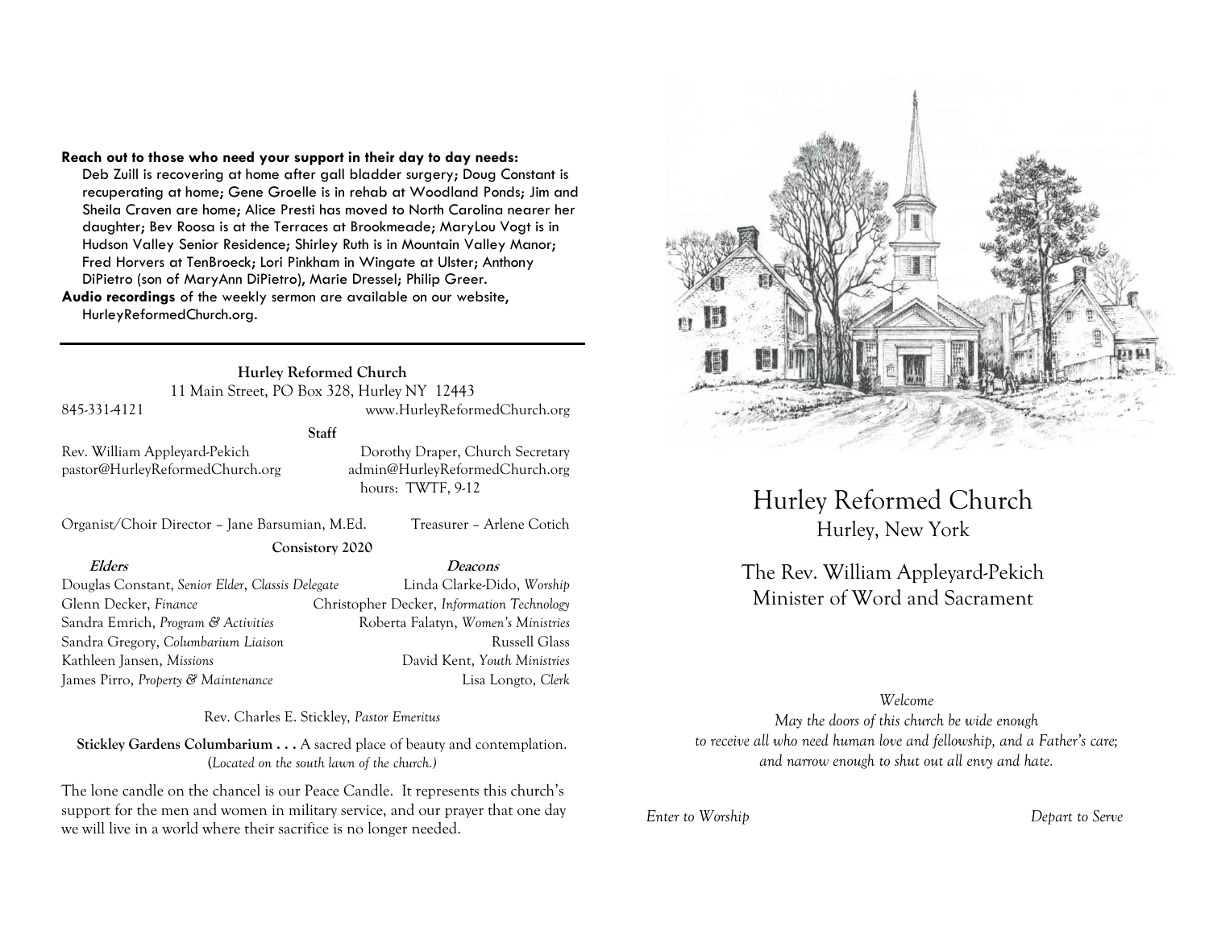**Reach out to those who need your support in their day to day needs:** Deb Zuill is recovering at home after gall bladder surgery; Doug Constant is recuperating at home; Gene Groelle is in rehab at Woodland Ponds; Jim and Sheila Craven are home; Alice Presti has moved to North Carolina nearer her daughter; Bev Roosa is at the Terraces at Brookmeade; MaryLou Vogt is in Hudson Valley Senior Residence; Shirley Ruth is in Mountain Valley Manor; Fred Horvers at TenBroeck; Lori Pinkham in Wingate at Ulster; Anthony DiPietro (son of MaryAnn DiPietro), Marie Dressel; Philip Greer.

**Audio recordings** of the weekly sermon are available on our website, HurleyReformedChurch.org.

---

**Hurley Reformed Church**

11 Main Street, PO Box 328, Hurley NY 12443

845-331-4121 www.HurleyReformedChurch.org

**Staff**

Rev. William Appleyard-Pekich
pastor@HurleyReformedChurch.org

Dorothy Draper, Church Secretary
admin@HurleyReformedChurch.org
hours: TWTF, 9-12

Organist/Choir Director – Jane Barsumian, M.Ed.

Treasurer – Arlene Cotich

**Consistory 2020**

| ***Elders*** | ***Deacons*** |
|---|---|
| Douglas Constant, *Senior Elder, Classis Delegate* | Linda Clarke-Dido, *Worship* |
| Glenn Decker, *Finance* | Christopher Decker, *Information Technology* |
| Sandra Emrich, *Program & Activities* | Roberta Falatyn, *Women's Ministries* |
| Sandra Gregory, *Columbarium Liaison* | Russell Glass |
| Kathleen Jansen, *Missions* | David Kent, *Youth Ministries* |
| James Pirro, *Property & Maintenance* | Lisa Longto, *Clerk* |

Rev. Charles E. Stickley, *Pastor Emeritus*

**Stickley Gardens Columbarium . . .** A sacred place of beauty and contemplation. (*Located on the south lawn of the church.*)

The lone candle on the chancel is our Peace Candle. It represents this church's support for the men and women in military service, and our prayer that one day we will live in a world where their sacrifice is no longer needed.

# Hurley Reformed Church

## Hurley, New York

## The Rev. William Appleyard-Pekich
## Minister of Word and Sacrament

*Welcome*

*May the doors of this church be wide enough to receive all who need human love and fellowship, and a Father's care; and narrow enough to shut out all envy and hate.*

*Enter to Worship* *Depart to Serve*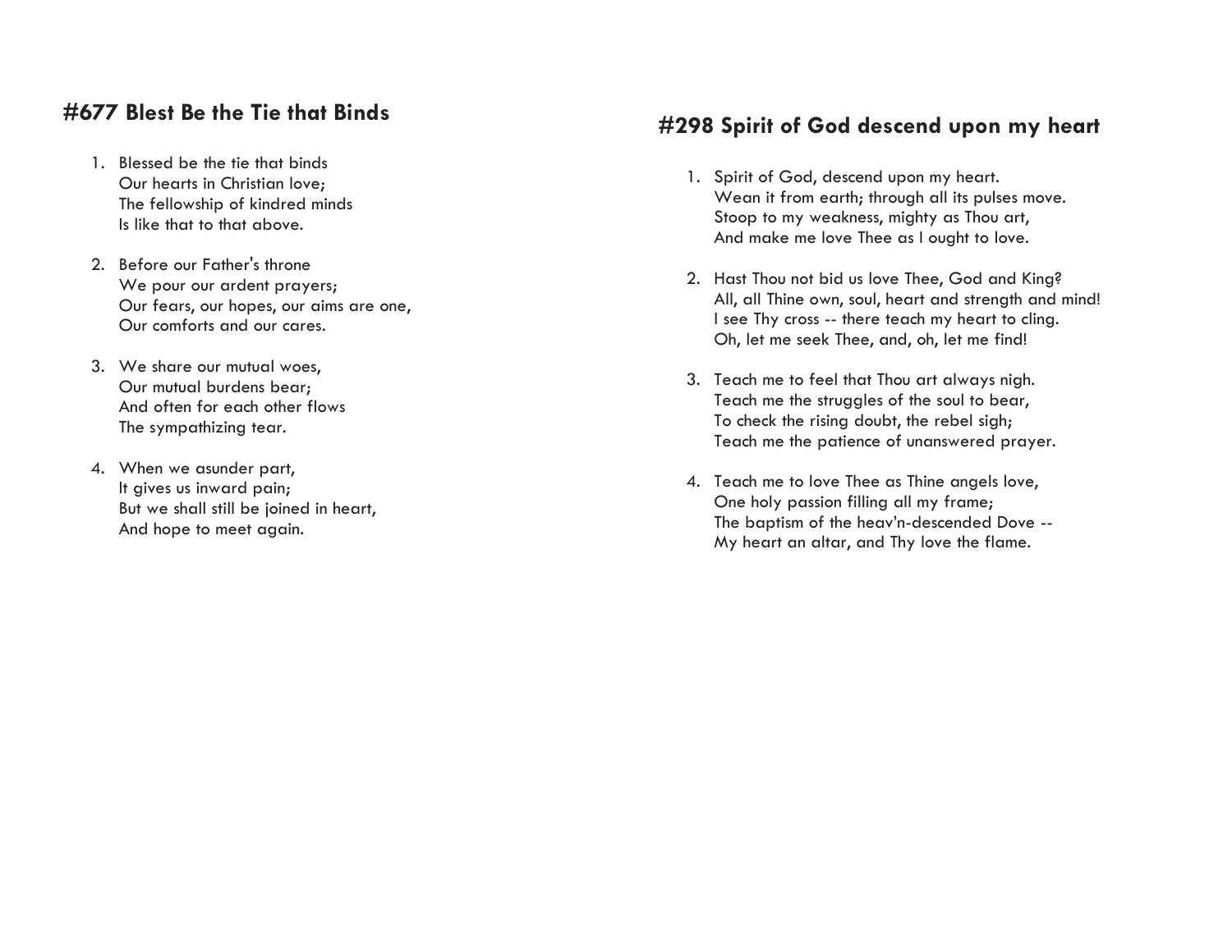## #677 Blest Be the Tie that Binds

1. Blessed be the tie that binds
   Our hearts in Christian love;
   The fellowship of kindred minds
   Is like that to that above.

2. Before our Father's throne
   We pour our ardent prayers;
   Our fears, our hopes, our aims are one,
   Our comforts and our cares.

3. We share our mutual woes,
   Our mutual burdens bear;
   And often for each other flows
   The sympathizing tear.

4. When we asunder part,
   It gives us inward pain;
   But we shall still be joined in heart,
   And hope to meet again.

## #298 Spirit of God descend upon my heart

1. Spirit of God, descend upon my heart.
   Wean it from earth; through all its pulses move.
   Stoop to my weakness, mighty as Thou art,
   And make me love Thee as I ought to love.

2. Hast Thou not bid us love Thee, God and King?
   All, all Thine own, soul, heart and strength and mind!
   I see Thy cross -- there teach my heart to cling.
   Oh, let me seek Thee, and, oh, let me find!

3. Teach me to feel that Thou art always nigh.
   Teach me the struggles of the soul to bear,
   To check the rising doubt, the rebel sigh;
   Teach me the patience of unanswered prayer.

4. Teach me to love Thee as Thine angels love,
   One holy passion filling all my frame;
   The baptism of the heav'n-descended Dove --
   My heart an altar, and Thy love the flame.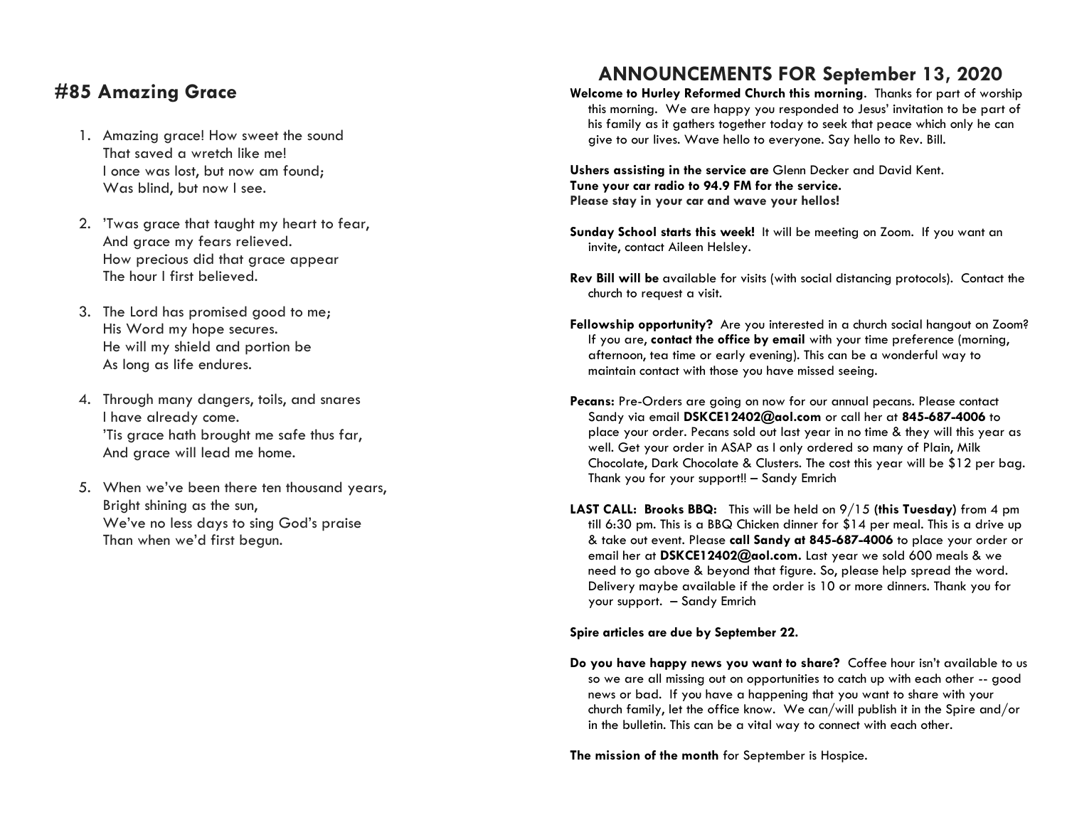## #85 Amazing Grace

1. Amazing grace! How sweet the sound
   That saved a wretch like me!
   I once was lost, but now am found;
   Was blind, but now I see.

2. 'Twas grace that taught my heart to fear,
   And grace my fears relieved.
   How precious did that grace appear
   The hour I first believed.

3. The Lord has promised good to me;
   His Word my hope secures.
   He will my shield and portion be
   As long as life endures.

4. Through many dangers, toils, and snares
   I have already come.
   'Tis grace hath brought me safe thus far,
   And grace will lead me home.

5. When we've been there ten thousand years,
   Bright shining as the sun,
   We've no less days to sing God's praise
   Than when we'd first begun.

## ANNOUNCEMENTS FOR September 13, 2020

**Welcome to Hurley Reformed Church this morning**. Thanks for part of worship this morning. We are happy you responded to Jesus' invitation to be part of his family as it gathers together today to seek that peace which only he can give to our lives. Wave hello to everyone. Say hello to Rev. Bill.

**Ushers assisting in the service are** Glenn Decker and David Kent.
**Tune your car radio to 94.9 FM for the service.**
**Please stay in your car and wave your hellos!**

**Sunday School starts this week!** It will be meeting on Zoom. If you want an invite, contact Aileen Helsley.

**Rev Bill will be** available for visits (with social distancing protocols). Contact the church to request a visit.

**Fellowship opportunity?** Are you interested in a church social hangout on Zoom? If you are, **contact the office by email** with your time preference (morning, afternoon, tea time or early evening). This can be a wonderful way to maintain contact with those you have missed seeing.

**Pecans:** Pre-Orders are going on now for our annual pecans. Please contact Sandy via email **DSKCE12402@aol.com** or call her at **845-687-4006** to place your order. Pecans sold out last year in no time & they will this year as well. Get your order in ASAP as I only ordered so many of Plain, Milk Chocolate, Dark Chocolate & Clusters. The cost this year will be $12 per bag. Thank you for your support!! – Sandy Emrich

**LAST CALL: Brooks BBQ:** This will be held on 9/15 (**this Tuesday**) from 4 pm till 6:30 pm. This is a BBQ Chicken dinner for $14 per meal. This is a drive up & take out event. Please **call Sandy at 845-687-4006** to place your order or email her at **DSKCE12402@aol.com.** Last year we sold 600 meals & we need to go above & beyond that figure. So, please help spread the word. Delivery maybe available if the order is 10 or more dinners. Thank you for your support. – Sandy Emrich

**Spire articles are due by September 22.**

**Do you have happy news you want to share?** Coffee hour isn't available to us so we are all missing out on opportunities to catch up with each other -- good news or bad. If you have a happening that you want to share with your church family, let the office know. We can/will publish it in the Spire and/or in the bulletin. This can be a vital way to connect with each other.

**The mission of the month** for September is Hospice.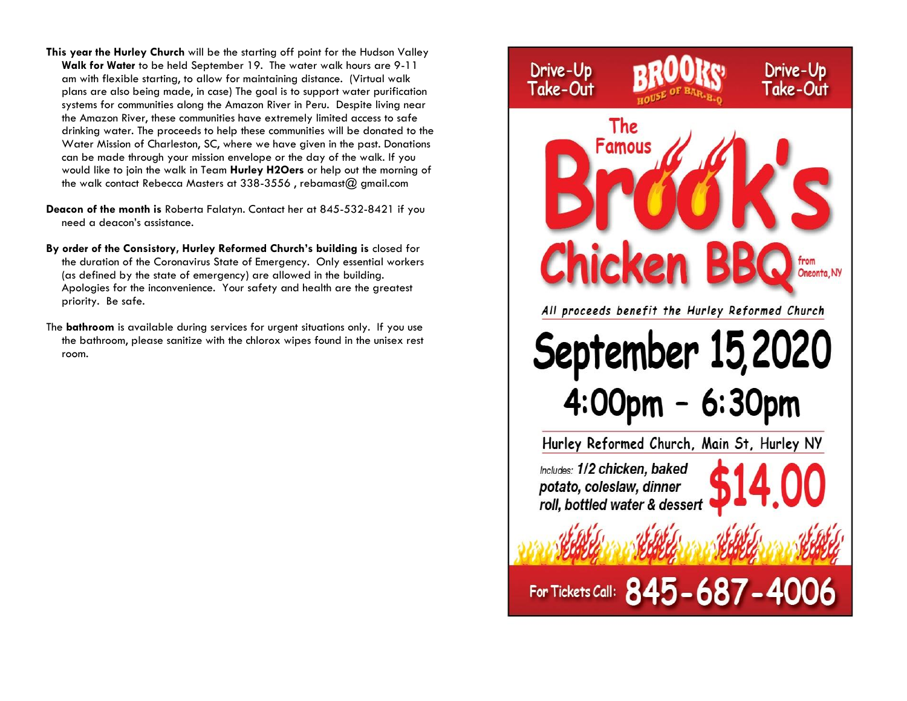**This year the Hurley Church** will be the starting off point for the Hudson Valley **Walk for Water** to be held September 19. The water walk hours are 9-11 am with flexible starting, to allow for maintaining distance. (Virtual walk plans are also being made, in case) The goal is to support water purification systems for communities along the Amazon River in Peru. Despite living near the Amazon River, these communities have extremely limited access to safe drinking water. The proceeds to help these communities will be donated to the Water Mission of Charleston, SC, where we have given in the past. Donations can be made through your mission envelope or the day of the walk. If you would like to join the walk in Team **Hurley H2Oers** or help out the morning of the walk contact Rebecca Masters at 338-3556 , rebamast@ gmail.com

**Deacon of the month is** Roberta Falatyn. Contact her at 845-532-8421 if you need a deacon's assistance.

**By order of the Consistory, Hurley Reformed Church's building is** closed for the duration of the Coronavirus State of Emergency. Only essential workers (as defined by the state of emergency) are allowed in the building. Apologies for the inconvenience. Your safety and health are the greatest priority. Be safe.

The **bathroom** is available during services for urgent situations only. If you use the bathroom, please sanitize with the chlorox wipes found in the unisex rest room.

Drive-Up Take-Out

BROOKS' HOUSE OF BAR-B-Q

Drive-Up Take-Out

# The Famous Brook's Chicken BBQ

from Oneonta, NY

*All proceeds benefit the Hurley Reformed Church*

## September 15, 2020

## 4:00pm – 6:30pm

Hurley Reformed Church, Main St, Hurley NY

Includes: ***1/2 chicken, baked potato, coleslaw, dinner roll, bottled water & dessert***

**$14.00**

For Tickets Call: **845-687-4006**